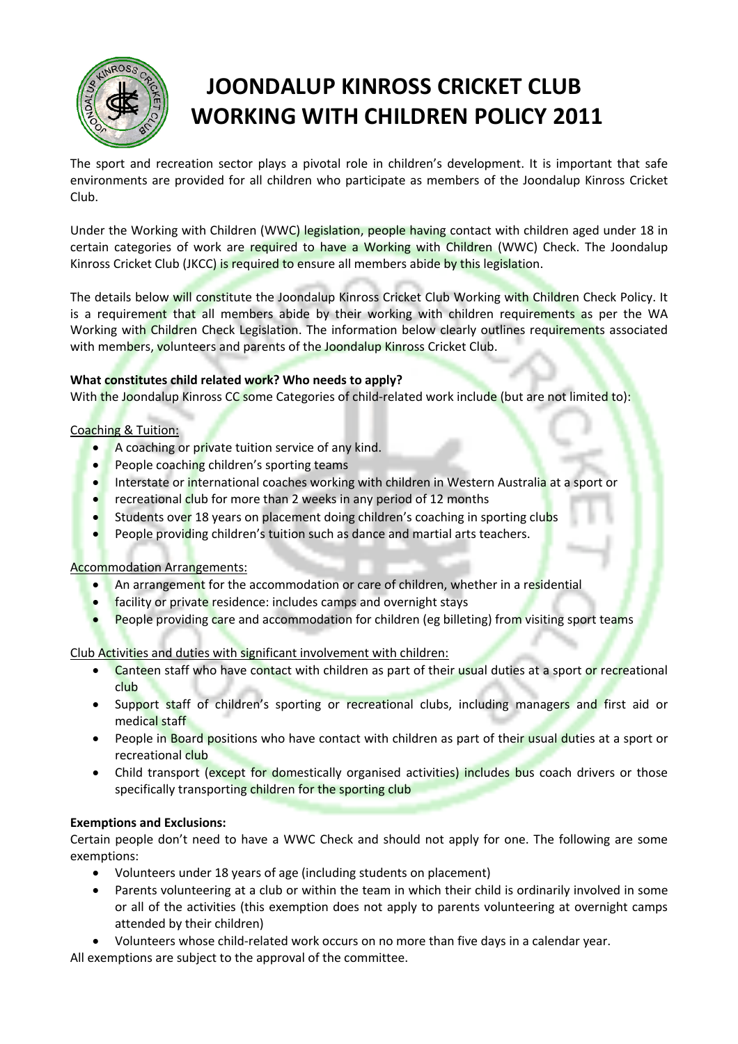# JOONDALUP KINROSS CRICKET CLUB WORKING WITH CHILDREN POLICY 2011

The sport and recreation sector plays a pivotal role in children's development. It is important that safe environments are provided for all children who participate as members of the Joondalup Kinross Cricket Club.

Under the Working with Children (WWC) legislation, people having contact with children aged under 18 in certain categories of work are required to have a Working with Children (WWC) Check. The Joondalup Kinross Cricket Club (JKCC) is required to ensure all members abide by this legislation.

The details below will constitute the Joondalup Kinross Cricket Club Working with Children Check Policy. It is a requirement that all members abide by their working with children requirements as per the WA Working with Children Check Legislation. The information below clearly outlines requirements associated with members, volunteers and parents of the Joondalup Kinross Cricket Club.

**What constitutes child related work? Who needs to apply?**
With the Joondalup Kinross CC some Categories of child-related work include (but are not limited to):

Coaching & Tuition:

- A coaching or private tuition service of any kind.
- People coaching children's sporting teams
- Interstate or international coaches working with children in Western Australia at a sport or
- recreational club for more than 2 weeks in any period of 12 months
- Students over 18 years on placement doing children's coaching in sporting clubs
- People providing children's tuition such as dance and martial arts teachers.

Accommodation Arrangements:

- An arrangement for the accommodation or care of children, whether in a residential
- facility or private residence: includes camps and overnight stays
- People providing care and accommodation for children (eg billeting) from visiting sport teams

Club Activities and duties with significant involvement with children:

- Canteen staff who have contact with children as part of their usual duties at a sport or recreational club
- Support staff of children's sporting or recreational clubs, including managers and first aid or medical staff
- People in Board positions who have contact with children as part of their usual duties at a sport or recreational club
- Child transport (except for domestically organised activities) includes bus coach drivers or those specifically transporting children for the sporting club

**Exemptions and Exclusions:**
Certain people don't need to have a WWC Check and should not apply for one. The following are some exemptions:

- Volunteers under 18 years of age (including students on placement)
- Parents volunteering at a club or within the team in which their child is ordinarily involved in some or all of the activities (this exemption does not apply to parents volunteering at overnight camps attended by their children)
- Volunteers whose child-related work occurs on no more than five days in a calendar year.

All exemptions are subject to the approval of the committee.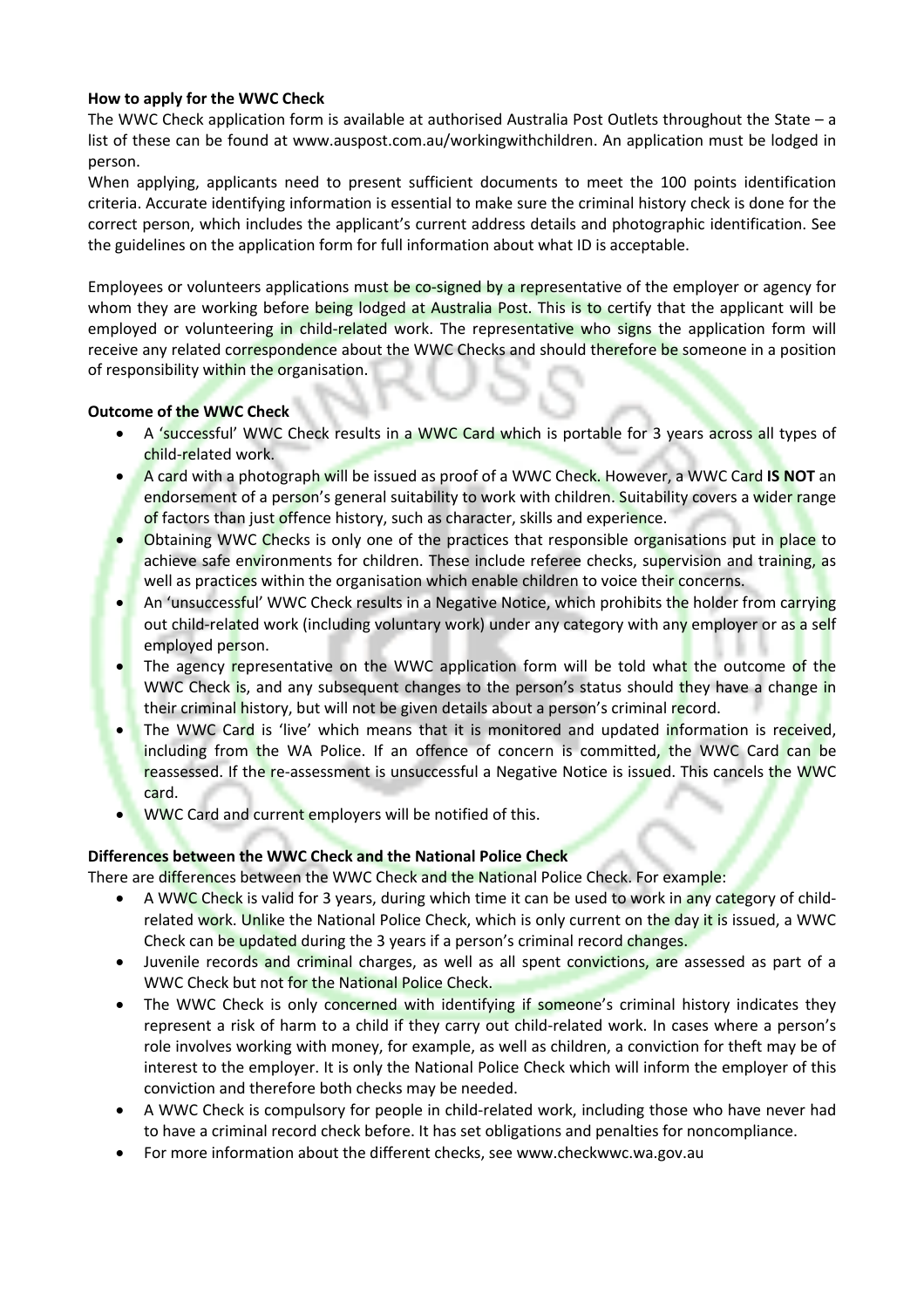**How to apply for the WWC Check**

The WWC Check application form is available at authorised Australia Post Outlets throughout the State – a list of these can be found at www.auspost.com.au/workingwithchildren. An application must be lodged in person.

When applying, applicants need to present sufficient documents to meet the 100 points identification criteria. Accurate identifying information is essential to make sure the criminal history check is done for the correct person, which includes the applicant's current address details and photographic identification. See the guidelines on the application form for full information about what ID is acceptable.

Employees or volunteers applications must be co-signed by a representative of the employer or agency for whom they are working before being lodged at Australia Post. This is to certify that the applicant will be employed or volunteering in child-related work. The representative who signs the application form will receive any related correspondence about the WWC Checks and should therefore be someone in a position of responsibility within the organisation.

**Outcome of the WWC Check**

- A 'successful' WWC Check results in a WWC Card which is portable for 3 years across all types of child-related work.
- A card with a photograph will be issued as proof of a WWC Check. However, a WWC Card **IS NOT** an endorsement of a person's general suitability to work with children. Suitability covers a wider range of factors than just offence history, such as character, skills and experience.
- Obtaining WWC Checks is only one of the practices that responsible organisations put in place to achieve safe environments for children. These include referee checks, supervision and training, as well as practices within the organisation which enable children to voice their concerns.
- An 'unsuccessful' WWC Check results in a Negative Notice, which prohibits the holder from carrying out child-related work (including voluntary work) under any category with any employer or as a self employed person.
- The agency representative on the WWC application form will be told what the outcome of the WWC Check is, and any subsequent changes to the person's status should they have a change in their criminal history, but will not be given details about a person's criminal record.
- The WWC Card is 'live' which means that it is monitored and updated information is received, including from the WA Police. If an offence of concern is committed, the WWC Card can be reassessed. If the re-assessment is unsuccessful a Negative Notice is issued. This cancels the WWC card.
- WWC Card and current employers will be notified of this.

**Differences between the WWC Check and the National Police Check**

There are differences between the WWC Check and the National Police Check. For example:

- A WWC Check is valid for 3 years, during which time it can be used to work in any category of child-related work. Unlike the National Police Check, which is only current on the day it is issued, a WWC Check can be updated during the 3 years if a person's criminal record changes.
- Juvenile records and criminal charges, as well as all spent convictions, are assessed as part of a WWC Check but not for the National Police Check.
- The WWC Check is only concerned with identifying if someone's criminal history indicates they represent a risk of harm to a child if they carry out child-related work. In cases where a person's role involves working with money, for example, as well as children, a conviction for theft may be of interest to the employer. It is only the National Police Check which will inform the employer of this conviction and therefore both checks may be needed.
- A WWC Check is compulsory for people in child-related work, including those who have never had to have a criminal record check before. It has set obligations and penalties for noncompliance.
- For more information about the different checks, see www.checkwwc.wa.gov.au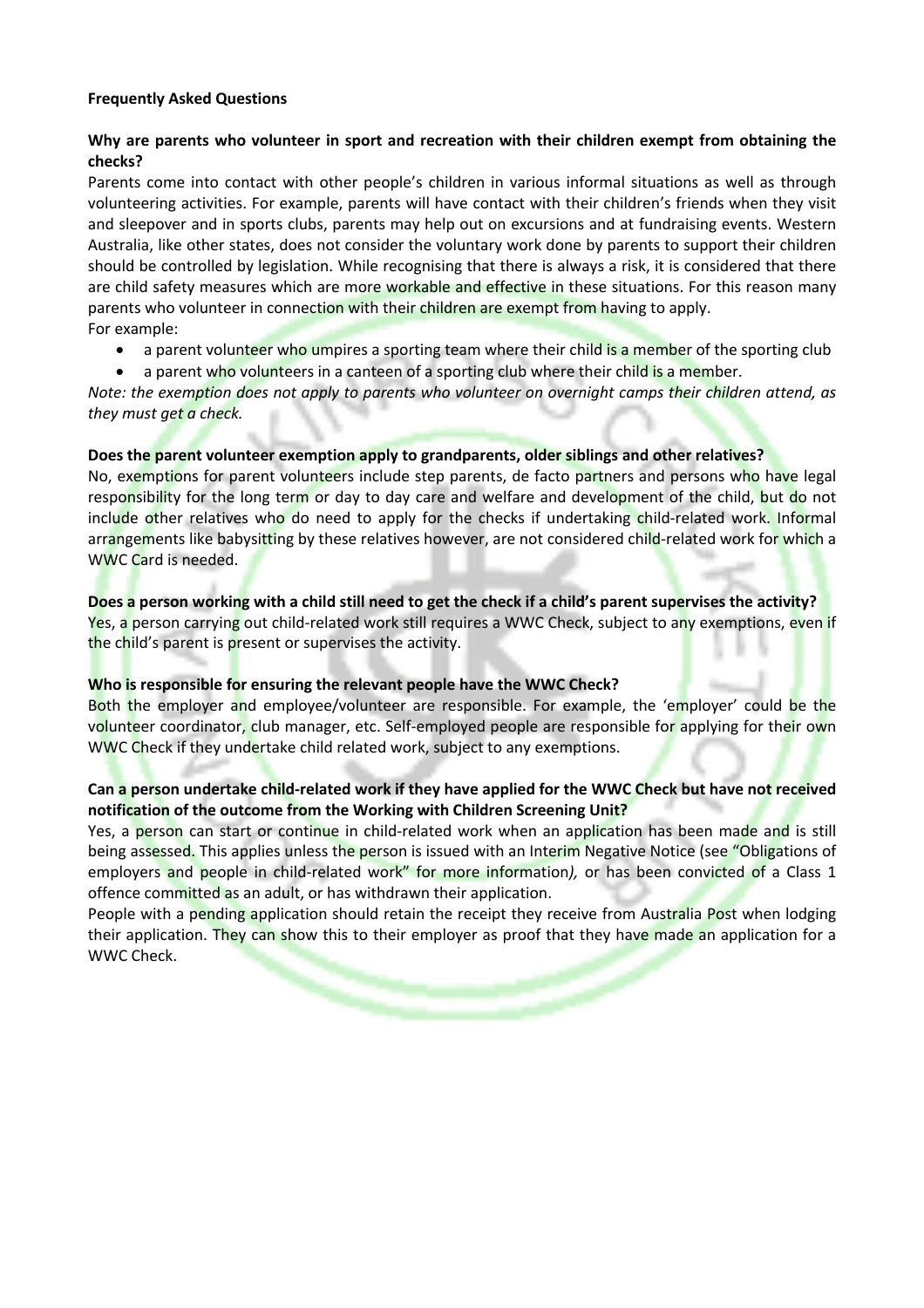**Frequently Asked Questions**

**Why are parents who volunteer in sport and recreation with their children exempt from obtaining the checks?**

Parents come into contact with other people's children in various informal situations as well as through volunteering activities. For example, parents will have contact with their children's friends when they visit and sleepover and in sports clubs, parents may help out on excursions and at fundraising events. Western Australia, like other states, does not consider the voluntary work done by parents to support their children should be controlled by legislation. While recognising that there is always a risk, it is considered that there are child safety measures which are more workable and effective in these situations. For this reason many parents who volunteer in connection with their children are exempt from having to apply.

For example:

- a parent volunteer who umpires a sporting team where their child is a member of the sporting club
- a parent who volunteers in a canteen of a sporting club where their child is a member.

*Note: the exemption does not apply to parents who volunteer on overnight camps their children attend, as they must get a check.*

**Does the parent volunteer exemption apply to grandparents, older siblings and other relatives?**

No, exemptions for parent volunteers include step parents, de facto partners and persons who have legal responsibility for the long term or day to day care and welfare and development of the child, but do not include other relatives who do need to apply for the checks if undertaking child-related work. Informal arrangements like babysitting by these relatives however, are not considered child-related work for which a WWC Card is needed.

**Does a person working with a child still need to get the check if a child's parent supervises the activity?**

Yes, a person carrying out child-related work still requires a WWC Check, subject to any exemptions, even if the child's parent is present or supervises the activity.

**Who is responsible for ensuring the relevant people have the WWC Check?**

Both the employer and employee/volunteer are responsible. For example, the 'employer' could be the volunteer coordinator, club manager, etc. Self-employed people are responsible for applying for their own WWC Check if they undertake child related work, subject to any exemptions.

**Can a person undertake child-related work if they have applied for the WWC Check but have not received notification of the outcome from the Working with Children Screening Unit?**

Yes, a person can start or continue in child-related work when an application has been made and is still being assessed. This applies unless the person is issued with an Interim Negative Notice (see "Obligations of employers and people in child-related work" for more information*),* or has been convicted of a Class 1 offence committed as an adult, or has withdrawn their application.

People with a pending application should retain the receipt they receive from Australia Post when lodging their application. They can show this to their employer as proof that they have made an application for a WWC Check.